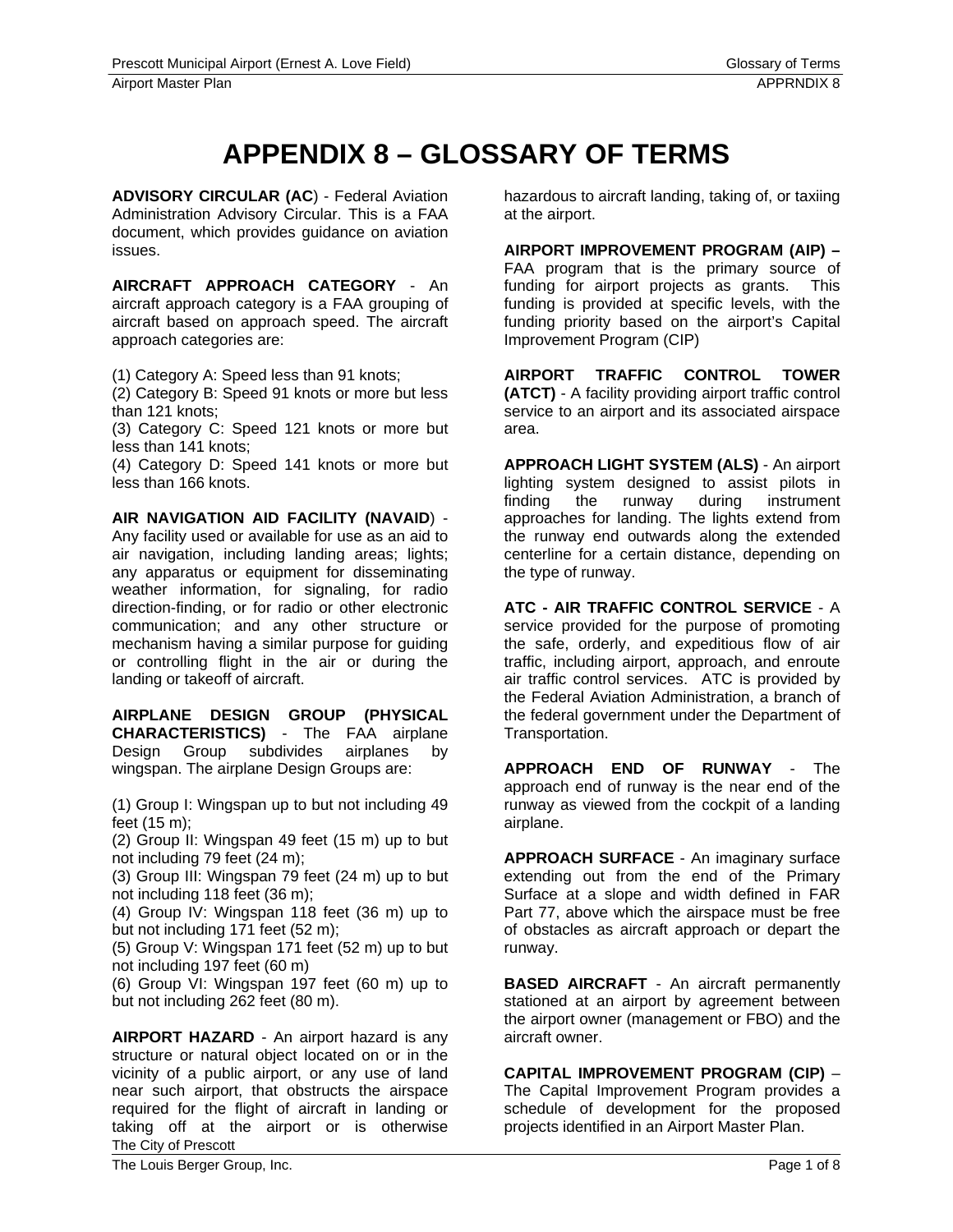# APPENDIX 8 – GLOSSARY OF TERMS

**ADVISORY CIRCULAR (AC)** - Federal Aviation Administration Advisory Circular. This is a FAA document, which provides guidance on aviation issues.

**AIRCRAFT APPROACH CATEGORY** - An aircraft approach category is a FAA grouping of aircraft based on approach speed. The aircraft approach categories are:

(1) Category A: Speed less than 91 knots;
(2) Category B: Speed 91 knots or more but less than 121 knots;
(3) Category C: Speed 121 knots or more but less than 141 knots;
(4) Category D: Speed 141 knots or more but less than 166 knots.

**AIR NAVIGATION AID FACILITY (NAVAID)** - Any facility used or available for use as an aid to air navigation, including landing areas; lights; any apparatus or equipment for disseminating weather information, for signaling, for radio direction-finding, or for radio or other electronic communication; and any other structure or mechanism having a similar purpose for guiding or controlling flight in the air or during the landing or takeoff of aircraft.

**AIRPLANE DESIGN GROUP (PHYSICAL CHARACTERISTICS)** - The FAA airplane Design Group subdivides airplanes by wingspan. The airplane Design Groups are:

(1) Group I: Wingspan up to but not including 49 feet (15 m);
(2) Group II: Wingspan 49 feet (15 m) up to but not including 79 feet (24 m);
(3) Group III: Wingspan 79 feet (24 m) up to but not including 118 feet (36 m);
(4) Group IV: Wingspan 118 feet (36 m) up to but not including 171 feet (52 m);
(5) Group V: Wingspan 171 feet (52 m) up to but not including 197 feet (60 m)
(6) Group VI: Wingspan 197 feet (60 m) up to but not including 262 feet (80 m).

**AIRPORT HAZARD** - An airport hazard is any structure or natural object located on or in the vicinity of a public airport, or any use of land near such airport, that obstructs the airspace required for the flight of aircraft in landing or taking off at the airport or is otherwise hazardous to aircraft landing, taking of, or taxiing at the airport.

**AIRPORT IMPROVEMENT PROGRAM (AIP) –** FAA program that is the primary source of funding for airport projects as grants. This funding is provided at specific levels, with the funding priority based on the airport's Capital Improvement Program (CIP)

**AIRPORT TRAFFIC CONTROL TOWER (ATCT)** - A facility providing airport traffic control service to an airport and its associated airspace area.

**APPROACH LIGHT SYSTEM (ALS)** - An airport lighting system designed to assist pilots in finding the runway during instrument approaches for landing. The lights extend from the runway end outwards along the extended centerline for a certain distance, depending on the type of runway.

**ATC - AIR TRAFFIC CONTROL SERVICE** - A service provided for the purpose of promoting the safe, orderly, and expeditious flow of air traffic, including airport, approach, and enroute air traffic control services. ATC is provided by the Federal Aviation Administration, a branch of the federal government under the Department of Transportation.

**APPROACH END OF RUNWAY** - The approach end of runway is the near end of the runway as viewed from the cockpit of a landing airplane.

**APPROACH SURFACE** - An imaginary surface extending out from the end of the Primary Surface at a slope and width defined in FAR Part 77, above which the airspace must be free of obstacles as aircraft approach or depart the runway.

**BASED AIRCRAFT** - An aircraft permanently stationed at an airport by agreement between the airport owner (management or FBO) and the aircraft owner.

**CAPITAL IMPROVEMENT PROGRAM (CIP)** – The Capital Improvement Program provides a schedule of development for the proposed projects identified in an Airport Master Plan.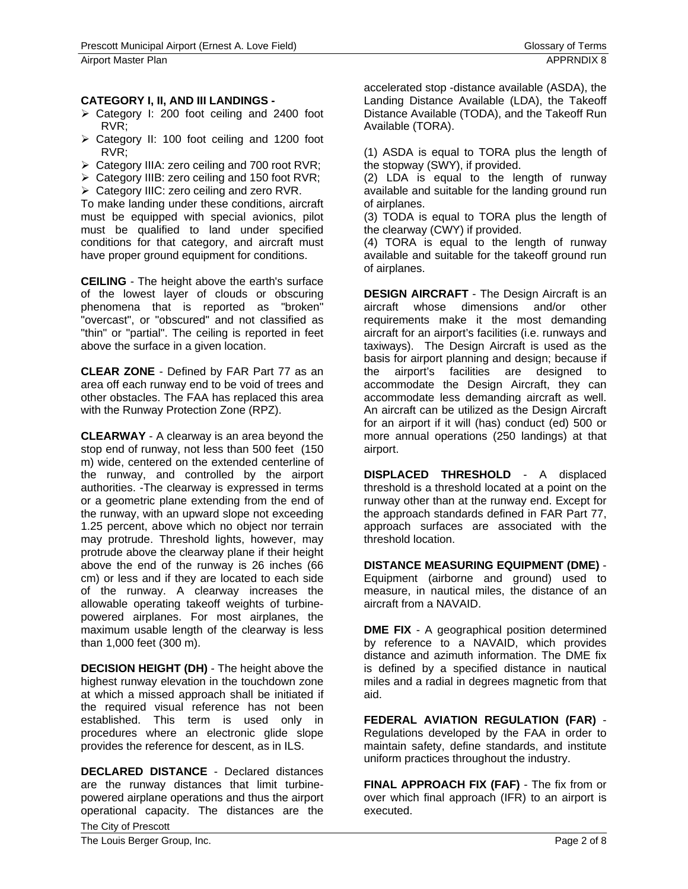**CATEGORY I, II, AND III LANDINGS -**

- Category I: 200 foot ceiling and 2400 foot RVR;
- Category II: 100 foot ceiling and 1200 foot RVR;
- Category IIIA: zero ceiling and 700 root RVR;
- Category IIIB: zero ceiling and 150 foot RVR;
- Category IIIC: zero ceiling and zero RVR.

To make landing under these conditions, aircraft must be equipped with special avionics, pilot must be qualified to land under specified conditions for that category, and aircraft must have proper ground equipment for conditions.

**CEILING** - The height above the earth's surface of the lowest layer of clouds or obscuring phenomena that is reported as "broken" "overcast", or "obscured" and not classified as "thin" or "partial". The ceiling is reported in feet above the surface in a given location.

**CLEAR ZONE** - Defined by FAR Part 77 as an area off each runway end to be void of trees and other obstacles. The FAA has replaced this area with the Runway Protection Zone (RPZ).

**CLEARWAY** - A clearway is an area beyond the stop end of runway, not less than 500 feet (150 m) wide, centered on the extended centerline of the runway, and controlled by the airport authorities. -The clearway is expressed in terms or a geometric plane extending from the end of the runway, with an upward slope not exceeding 1.25 percent, above which no object nor terrain may protrude. Threshold lights, however, may protrude above the clearway plane if their height above the end of the runway is 26 inches (66 cm) or less and if they are located to each side of the runway. A clearway increases the allowable operating takeoff weights of turbine-powered airplanes. For most airplanes, the maximum usable length of the clearway is less than 1,000 feet (300 m).

**DECISION HEIGHT (DH)** - The height above the highest runway elevation in the touchdown zone at which a missed approach shall be initiated if the required visual reference has not been established. This term is used only in procedures where an electronic glide slope provides the reference for descent, as in ILS.

**DECLARED DISTANCE** - Declared distances are the runway distances that limit turbine-powered airplane operations and thus the airport operational capacity. The distances are the accelerated stop -distance available (ASDA), the Landing Distance Available (LDA), the Takeoff Distance Available (TODA), and the Takeoff Run Available (TORA).

(1) ASDA is equal to TORA plus the length of the stopway (SWY), if provided.
(2) LDA is equal to the length of runway available and suitable for the landing ground run of airplanes.
(3) TODA is equal to TORA plus the length of the clearway (CWY) if provided.
(4) TORA is equal to the length of runway available and suitable for the takeoff ground run of airplanes.

**DESIGN AIRCRAFT** - The Design Aircraft is an aircraft whose dimensions and/or other requirements make it the most demanding aircraft for an airport's facilities (i.e. runways and taxiways). The Design Aircraft is used as the basis for airport planning and design; because if the airport's facilities are designed to accommodate the Design Aircraft, they can accommodate less demanding aircraft as well. An aircraft can be utilized as the Design Aircraft for an airport if it will (has) conduct (ed) 500 or more annual operations (250 landings) at that airport.

**DISPLACED THRESHOLD** - A displaced threshold is a threshold located at a point on the runway other than at the runway end. Except for the approach standards defined in FAR Part 77, approach surfaces are associated with the threshold location.

**DISTANCE MEASURING EQUIPMENT (DME)** - Equipment (airborne and ground) used to measure, in nautical miles, the distance of an aircraft from a NAVAID.

**DME FIX** - A geographical position determined by reference to a NAVAID, which provides distance and azimuth information. The DME fix is defined by a specified distance in nautical miles and a radial in degrees magnetic from that aid.

**FEDERAL AVIATION REGULATION (FAR)** - Regulations developed by the FAA in order to maintain safety, define standards, and institute uniform practices throughout the industry.

**FINAL APPROACH FIX (FAF)** - The fix from or over which final approach (IFR) to an airport is executed.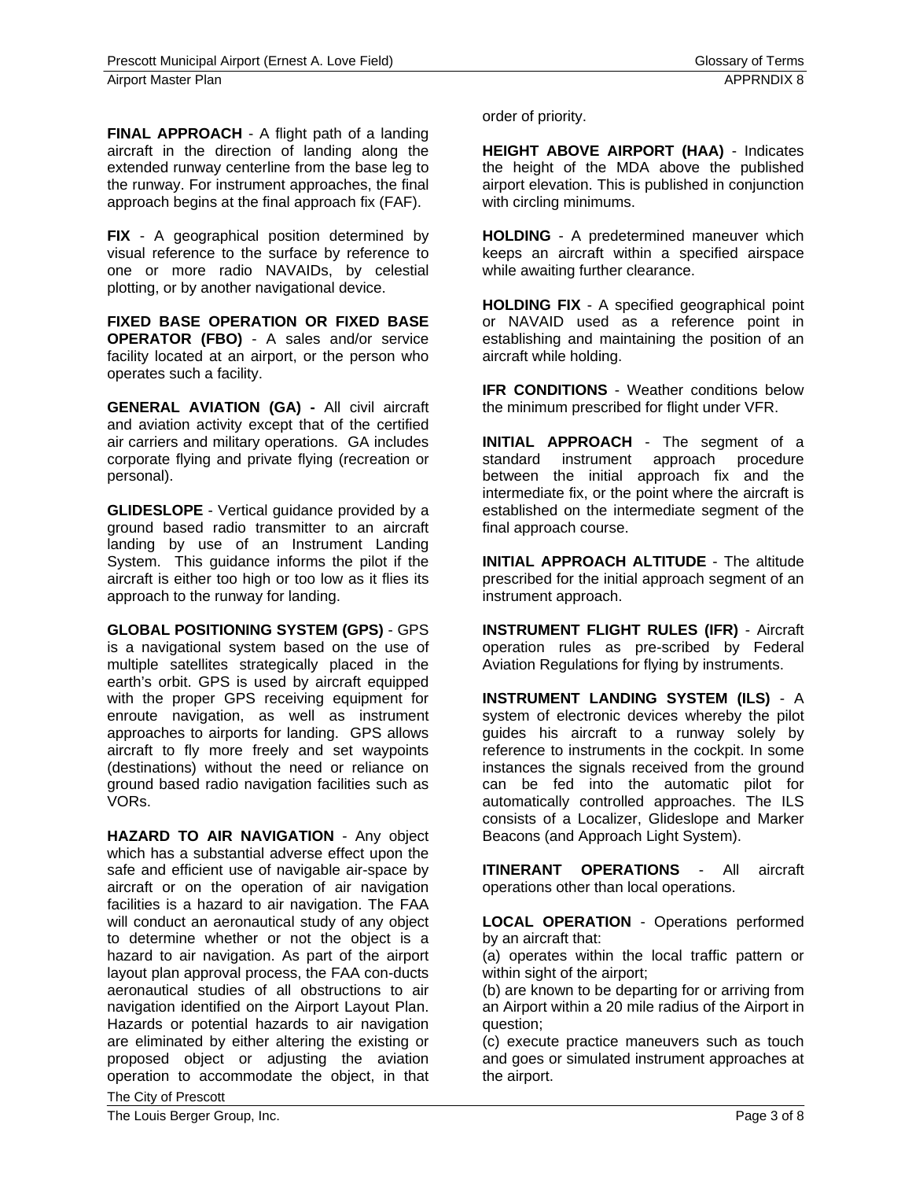**FINAL APPROACH** - A flight path of a landing aircraft in the direction of landing along the extended runway centerline from the base leg to the runway. For instrument approaches, the final approach begins at the final approach fix (FAF).

**FIX** - A geographical position determined by visual reference to the surface by reference to one or more radio NAVAIDs, by celestial plotting, or by another navigational device.

**FIXED BASE OPERATION OR FIXED BASE OPERATOR (FBO)** - A sales and/or service facility located at an airport, or the person who operates such a facility.

**GENERAL AVIATION (GA) -** All civil aircraft and aviation activity except that of the certified air carriers and military operations. GA includes corporate flying and private flying (recreation or personal).

**GLIDESLOPE** - Vertical guidance provided by a ground based radio transmitter to an aircraft landing by use of an Instrument Landing System. This guidance informs the pilot if the aircraft is either too high or too low as it flies its approach to the runway for landing.

**GLOBAL POSITIONING SYSTEM (GPS)** - GPS is a navigational system based on the use of multiple satellites strategically placed in the earth's orbit. GPS is used by aircraft equipped with the proper GPS receiving equipment for enroute navigation, as well as instrument approaches to airports for landing. GPS allows aircraft to fly more freely and set waypoints (destinations) without the need or reliance on ground based radio navigation facilities such as VORs.

**HAZARD TO AIR NAVIGATION** - Any object which has a substantial adverse effect upon the safe and efficient use of navigable air-space by aircraft or on the operation of air navigation facilities is a hazard to air navigation. The FAA will conduct an aeronautical study of any object to determine whether or not the object is a hazard to air navigation. As part of the airport layout plan approval process, the FAA con-ducts aeronautical studies of all obstructions to air navigation identified on the Airport Layout Plan. Hazards or potential hazards to air navigation are eliminated by either altering the existing or proposed object or adjusting the aviation operation to accommodate the object, in that order of priority.

**HEIGHT ABOVE AIRPORT (HAA)** - Indicates the height of the MDA above the published airport elevation. This is published in conjunction with circling minimums.

**HOLDING** - A predetermined maneuver which keeps an aircraft within a specified airspace while awaiting further clearance.

**HOLDING FIX** - A specified geographical point or NAVAID used as a reference point in establishing and maintaining the position of an aircraft while holding.

**IFR CONDITIONS** - Weather conditions below the minimum prescribed for flight under VFR.

**INITIAL APPROACH** - The segment of a standard instrument approach procedure between the initial approach fix and the intermediate fix, or the point where the aircraft is established on the intermediate segment of the final approach course.

**INITIAL APPROACH ALTITUDE** - The altitude prescribed for the initial approach segment of an instrument approach.

**INSTRUMENT FLIGHT RULES (IFR)** - Aircraft operation rules as pre-scribed by Federal Aviation Regulations for flying by instruments.

**INSTRUMENT LANDING SYSTEM (ILS)** - A system of electronic devices whereby the pilot guides his aircraft to a runway solely by reference to instruments in the cockpit. In some instances the signals received from the ground can be fed into the automatic pilot for automatically controlled approaches. The ILS consists of a Localizer, Glideslope and Marker Beacons (and Approach Light System).

**ITINERANT OPERATIONS** - All aircraft operations other than local operations.

**LOCAL OPERATION** - Operations performed by an aircraft that:

(a) operates within the local traffic pattern or within sight of the airport;

(b) are known to be departing for or arriving from an Airport within a 20 mile radius of the Airport in question;

(c) execute practice maneuvers such as touch and goes or simulated instrument approaches at the airport.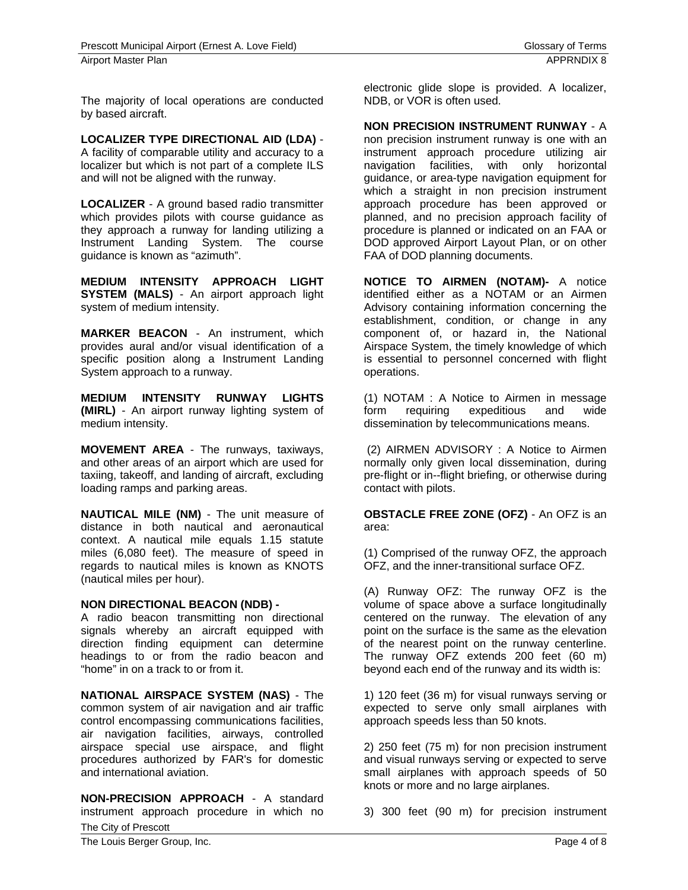The majority of local operations are conducted by based aircraft.

**LOCALIZER TYPE DIRECTIONAL AID (LDA)** - A facility of comparable utility and accuracy to a localizer but which is not part of a complete ILS and will not be aligned with the runway.

**LOCALIZER** - A ground based radio transmitter which provides pilots with course guidance as they approach a runway for landing utilizing a Instrument Landing System. The course guidance is known as "azimuth".

**MEDIUM INTENSITY APPROACH LIGHT SYSTEM (MALS)** - An airport approach light system of medium intensity.

**MARKER BEACON** - An instrument, which provides aural and/or visual identification of a specific position along a Instrument Landing System approach to a runway.

**MEDIUM INTENSITY RUNWAY LIGHTS (MIRL)** - An airport runway lighting system of medium intensity.

**MOVEMENT AREA** - The runways, taxiways, and other areas of an airport which are used for taxiing, takeoff, and landing of aircraft, excluding loading ramps and parking areas.

**NAUTICAL MILE (NM)** - The unit measure of distance in both nautical and aeronautical context. A nautical mile equals 1.15 statute miles (6,080 feet). The measure of speed in regards to nautical miles is known as KNOTS (nautical miles per hour).

**NON DIRECTIONAL BEACON (NDB) -**
A radio beacon transmitting non directional signals whereby an aircraft equipped with direction finding equipment can determine headings to or from the radio beacon and "home" in on a track to or from it.

**NATIONAL AIRSPACE SYSTEM (NAS)** - The common system of air navigation and air traffic control encompassing communications facilities, air navigation facilities, airways, controlled airspace special use airspace, and flight procedures authorized by FAR's for domestic and international aviation.

**NON-PRECISION APPROACH** - A standard instrument approach procedure in which no electronic glide slope is provided. A localizer, NDB, or VOR is often used.

**NON PRECISION INSTRUMENT RUNWAY** - A non precision instrument runway is one with an instrument approach procedure utilizing air navigation facilities, with only horizontal guidance, or area-type navigation equipment for which a straight in non precision instrument approach procedure has been approved or planned, and no precision approach facility of procedure is planned or indicated on an FAA or DOD approved Airport Layout Plan, or on other FAA of DOD planning documents.

**NOTICE TO AIRMEN (NOTAM)-** A notice identified either as a NOTAM or an Airmen Advisory containing information concerning the establishment, condition, or change in any component of, or hazard in, the National Airspace System, the timely knowledge of which is essential to personnel concerned with flight operations.

(1) NOTAM : A Notice to Airmen in message form requiring expeditious and wide dissemination by telecommunications means.

(2) AIRMEN ADVISORY : A Notice to Airmen normally only given local dissemination, during pre-flight or in--flight briefing, or otherwise during contact with pilots.

**OBSTACLE FREE ZONE (OFZ)** - An OFZ is an area:

(1) Comprised of the runway OFZ, the approach OFZ, and the inner-transitional surface OFZ.

(A) Runway OFZ: The runway OFZ is the volume of space above a surface longitudinally centered on the runway. The elevation of any point on the surface is the same as the elevation of the nearest point on the runway centerline. The runway OFZ extends 200 feet (60 m) beyond each end of the runway and its width is:

1) 120 feet (36 m) for visual runways serving or expected to serve only small airplanes with approach speeds less than 50 knots.

2) 250 feet (75 m) for non precision instrument and visual runways serving or expected to serve small airplanes with approach speeds of 50 knots or more and no large airplanes.

3) 300 feet (90 m) for precision instrument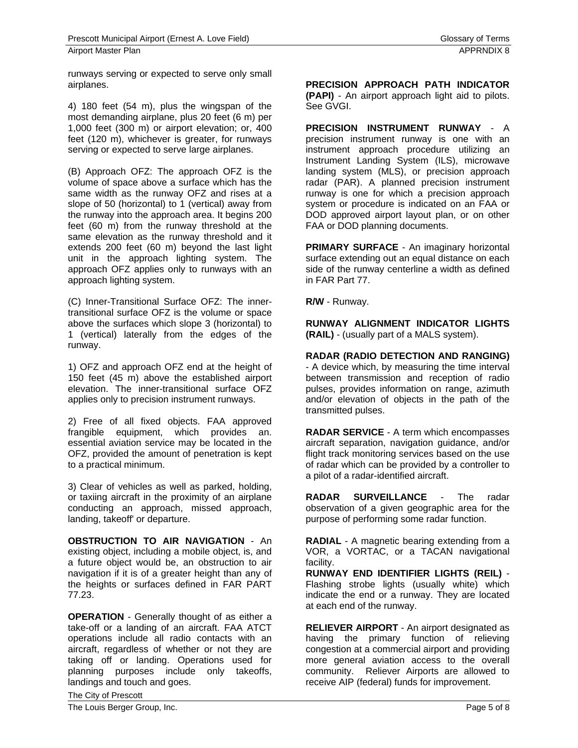runways serving or expected to serve only small airplanes.

4) 180 feet (54 m), plus the wingspan of the most demanding airplane, plus 20 feet (6 m) per 1,000 feet (300 m) or airport elevation; or, 400 feet (120 m), whichever is greater, for runways serving or expected to serve large airplanes.

(B) Approach OFZ: The approach OFZ is the volume of space above a surface which has the same width as the runway OFZ and rises at a slope of 50 (horizontal) to 1 (vertical) away from the runway into the approach area. It begins 200 feet (60 m) from the runway threshold at the same elevation as the runway threshold and it extends 200 feet (60 m) beyond the last light unit in the approach lighting system. The approach OFZ applies only to runways with an approach lighting system.

(C) Inner-Transitional Surface OFZ: The inner-transitional surface OFZ is the volume or space above the surfaces which slope 3 (horizontal) to 1 (vertical) laterally from the edges of the runway.

1) OFZ and approach OFZ end at the height of 150 feet (45 m) above the established airport elevation. The inner-transitional surface OFZ applies only to precision instrument runways.

2) Free of all fixed objects. FAA approved frangible equipment, which provides an. essential aviation service may be located in the OFZ, provided the amount of penetration is kept to a practical minimum.

3) Clear of vehicles as well as parked, holding, or taxiing aircraft in the proximity of an airplane conducting an approach, missed approach, landing, takeoff' or departure.

**OBSTRUCTION TO AIR NAVIGATION** - An existing object, including a mobile object, is, and a future object would be, an obstruction to air navigation if it is of a greater height than any of the heights or surfaces defined in FAR PART 77.23.

**OPERATION** - Generally thought of as either a take-off or a landing of an aircraft. FAA ATCT operations include all radio contacts with an aircraft, regardless of whether or not they are taking off or landing. Operations used for planning purposes include only takeoffs, landings and touch and goes.

**PRECISION APPROACH PATH INDICATOR (PAPI)** - An airport approach light aid to pilots. See GVGI.

**PRECISION INSTRUMENT RUNWAY** - A precision instrument runway is one with an instrument approach procedure utilizing an Instrument Landing System (ILS), microwave landing system (MLS), or precision approach radar (PAR). A planned precision instrument runway is one for which a precision approach system or procedure is indicated on an FAA or DOD approved airport layout plan, or on other FAA or DOD planning documents.

**PRIMARY SURFACE** - An imaginary horizontal surface extending out an equal distance on each side of the runway centerline a width as defined in FAR Part 77.

**R/W** - Runway.

**RUNWAY ALIGNMENT INDICATOR LIGHTS (RAIL)** - (usually part of a MALS system).

**RADAR (RADIO DETECTION AND RANGING)** - A device which, by measuring the time interval between transmission and reception of radio pulses, provides information on range, azimuth and/or elevation of objects in the path of the transmitted pulses.

**RADAR SERVICE** - A term which encompasses aircraft separation, navigation guidance, and/or flight track monitoring services based on the use of radar which can be provided by a controller to a pilot of a radar-identified aircraft.

**RADAR SURVEILLANCE** - The radar observation of a given geographic area for the purpose of performing some radar function.

**RADIAL** - A magnetic bearing extending from a VOR, a VORTAC, or a TACAN navigational facility.

**RUNWAY END IDENTIFIER LIGHTS (REIL)** - Flashing strobe lights (usually white) which indicate the end or a runway. They are located at each end of the runway.

**RELIEVER AIRPORT** - An airport designated as having the primary function of relieving congestion at a commercial airport and providing more general aviation access to the overall community. Reliever Airports are allowed to receive AIP (federal) funds for improvement.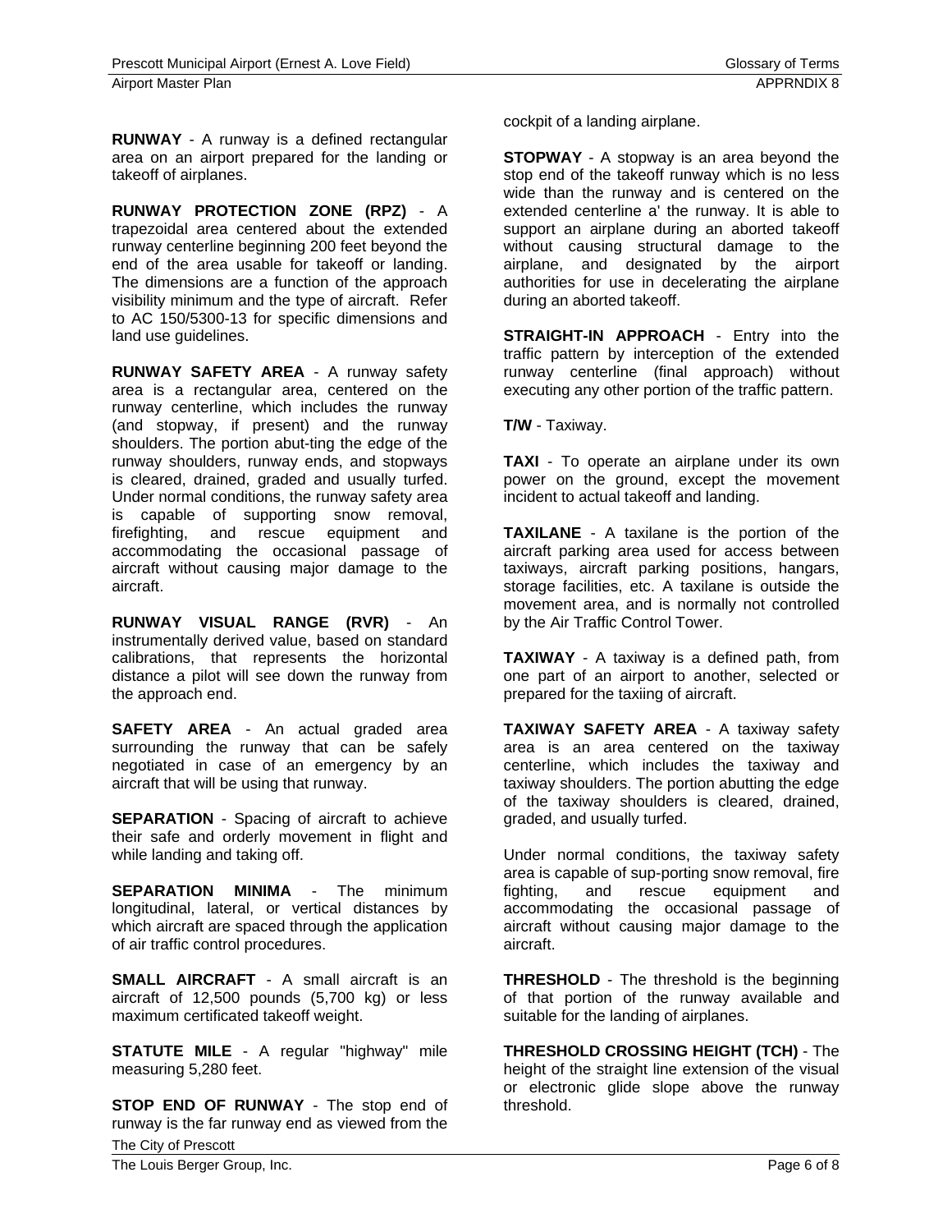**RUNWAY** - A runway is a defined rectangular area on an airport prepared for the landing or takeoff of airplanes.

**RUNWAY PROTECTION ZONE (RPZ)** - A trapezoidal area centered about the extended runway centerline beginning 200 feet beyond the end of the area usable for takeoff or landing. The dimensions are a function of the approach visibility minimum and the type of aircraft. Refer to AC 150/5300-13 for specific dimensions and land use guidelines.

**RUNWAY SAFETY AREA** - A runway safety area is a rectangular area, centered on the runway centerline, which includes the runway (and stopway, if present) and the runway shoulders. The portion abut-ting the edge of the runway shoulders, runway ends, and stopways is cleared, drained, graded and usually turfed. Under normal conditions, the runway safety area is capable of supporting snow removal, firefighting, and rescue equipment and accommodating the occasional passage of aircraft without causing major damage to the aircraft.

**RUNWAY VISUAL RANGE (RVR)** - An instrumentally derived value, based on standard calibrations, that represents the horizontal distance a pilot will see down the runway from the approach end.

**SAFETY AREA** - An actual graded area surrounding the runway that can be safely negotiated in case of an emergency by an aircraft that will be using that runway.

**SEPARATION** - Spacing of aircraft to achieve their safe and orderly movement in flight and while landing and taking off.

**SEPARATION MINIMA** - The minimum longitudinal, lateral, or vertical distances by which aircraft are spaced through the application of air traffic control procedures.

**SMALL AIRCRAFT** - A small aircraft is an aircraft of 12,500 pounds (5,700 kg) or less maximum certificated takeoff weight.

**STATUTE MILE** - A regular "highway" mile measuring 5,280 feet.

**STOP END OF RUNWAY** - The stop end of runway is the far runway end as viewed from the cockpit of a landing airplane.

**STOPWAY** - A stopway is an area beyond the stop end of the takeoff runway which is no less wide than the runway and is centered on the extended centerline a' the runway. It is able to support an airplane during an aborted takeoff without causing structural damage to the airplane, and designated by the airport authorities for use in decelerating the airplane during an aborted takeoff.

**STRAIGHT-IN APPROACH** - Entry into the traffic pattern by interception of the extended runway centerline (final approach) without executing any other portion of the traffic pattern.

**T/W** - Taxiway.

**TAXI** - To operate an airplane under its own power on the ground, except the movement incident to actual takeoff and landing.

**TAXILANE** - A taxilane is the portion of the aircraft parking area used for access between taxiways, aircraft parking positions, hangars, storage facilities, etc. A taxilane is outside the movement area, and is normally not controlled by the Air Traffic Control Tower.

**TAXIWAY** - A taxiway is a defined path, from one part of an airport to another, selected or prepared for the taxiing of aircraft.

**TAXIWAY SAFETY AREA** - A taxiway safety area is an area centered on the taxiway centerline, which includes the taxiway and taxiway shoulders. The portion abutting the edge of the taxiway shoulders is cleared, drained, graded, and usually turfed.

Under normal conditions, the taxiway safety area is capable of sup-porting snow removal, fire fighting, and rescue equipment and accommodating the occasional passage of aircraft without causing major damage to the aircraft.

**THRESHOLD** - The threshold is the beginning of that portion of the runway available and suitable for the landing of airplanes.

**THRESHOLD CROSSING HEIGHT (TCH)** - The height of the straight line extension of the visual or electronic glide slope above the runway threshold.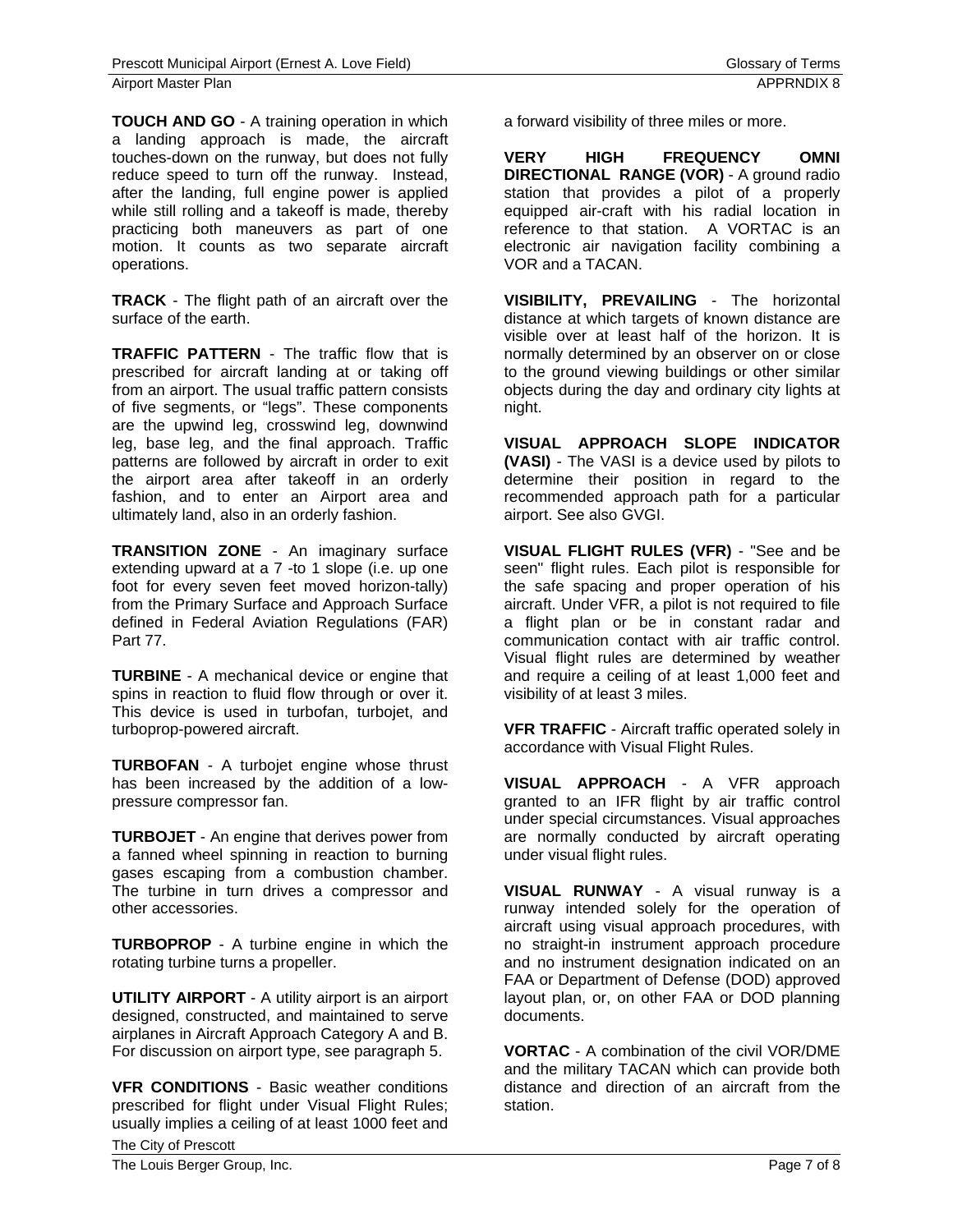**TOUCH AND GO** - A training operation in which a landing approach is made, the aircraft touches-down on the runway, but does not fully reduce speed to turn off the runway. Instead, after the landing, full engine power is applied while still rolling and a takeoff is made, thereby practicing both maneuvers as part of one motion. It counts as two separate aircraft operations.

**TRACK** - The flight path of an aircraft over the surface of the earth.

**TRAFFIC PATTERN** - The traffic flow that is prescribed for aircraft landing at or taking off from an airport. The usual traffic pattern consists of five segments, or "legs". These components are the upwind leg, crosswind leg, downwind leg, base leg, and the final approach. Traffic patterns are followed by aircraft in order to exit the airport area after takeoff in an orderly fashion, and to enter an Airport area and ultimately land, also in an orderly fashion.

**TRANSITION ZONE** - An imaginary surface extending upward at a 7 -to 1 slope (i.e. up one foot for every seven feet moved horizon-tally) from the Primary Surface and Approach Surface defined in Federal Aviation Regulations (FAR) Part 77.

**TURBINE** - A mechanical device or engine that spins in reaction to fluid flow through or over it. This device is used in turbofan, turbojet, and turboprop-powered aircraft.

**TURBOFAN** - A turbojet engine whose thrust has been increased by the addition of a low-pressure compressor fan.

**TURBOJET** - An engine that derives power from a fanned wheel spinning in reaction to burning gases escaping from a combustion chamber. The turbine in turn drives a compressor and other accessories.

**TURBOPROP** - A turbine engine in which the rotating turbine turns a propeller.

**UTILITY AIRPORT** - A utility airport is an airport designed, constructed, and maintained to serve airplanes in Aircraft Approach Category A and B. For discussion on airport type, see paragraph 5.

**VFR CONDITIONS** - Basic weather conditions prescribed for flight under Visual Flight Rules; usually implies a ceiling of at least 1000 feet and a forward visibility of three miles or more.

**VERY HIGH FREQUENCY OMNI DIRECTIONAL RANGE (VOR)** - A ground radio station that provides a pilot of a properly equipped air-craft with his radial location in reference to that station. A VORTAC is an electronic air navigation facility combining a VOR and a TACAN.

**VISIBILITY, PREVAILING** - The horizontal distance at which targets of known distance are visible over at least half of the horizon. It is normally determined by an observer on or close to the ground viewing buildings or other similar objects during the day and ordinary city lights at night.

**VISUAL APPROACH SLOPE INDICATOR (VASI)** - The VASI is a device used by pilots to determine their position in regard to the recommended approach path for a particular airport. See also GVGI.

**VISUAL FLIGHT RULES (VFR)** - "See and be seen" flight rules. Each pilot is responsible for the safe spacing and proper operation of his aircraft. Under VFR, a pilot is not required to file a flight plan or be in constant radar and communication contact with air traffic control. Visual flight rules are determined by weather and require a ceiling of at least 1,000 feet and visibility of at least 3 miles.

**VFR TRAFFIC** - Aircraft traffic operated solely in accordance with Visual Flight Rules.

**VISUAL APPROACH** - A VFR approach granted to an IFR flight by air traffic control under special circumstances. Visual approaches are normally conducted by aircraft operating under visual flight rules.

**VISUAL RUNWAY** - A visual runway is a runway intended solely for the operation of aircraft using visual approach procedures, with no straight-in instrument approach procedure and no instrument designation indicated on an FAA or Department of Defense (DOD) approved layout plan, or, on other FAA or DOD planning documents.

**VORTAC** - A combination of the civil VOR/DME and the military TACAN which can provide both distance and direction of an aircraft from the station.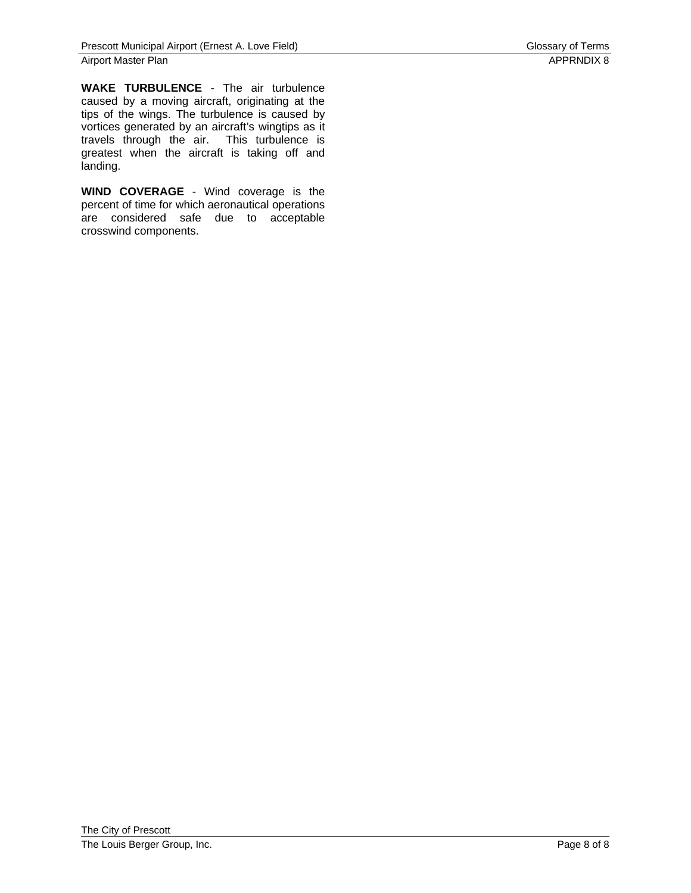**WAKE TURBULENCE** - The air turbulence caused by a moving aircraft, originating at the tips of the wings. The turbulence is caused by vortices generated by an aircraft's wingtips as it travels through the air. This turbulence is greatest when the aircraft is taking off and landing.

**WIND COVERAGE** - Wind coverage is the percent of time for which aeronautical operations are considered safe due to acceptable crosswind components.